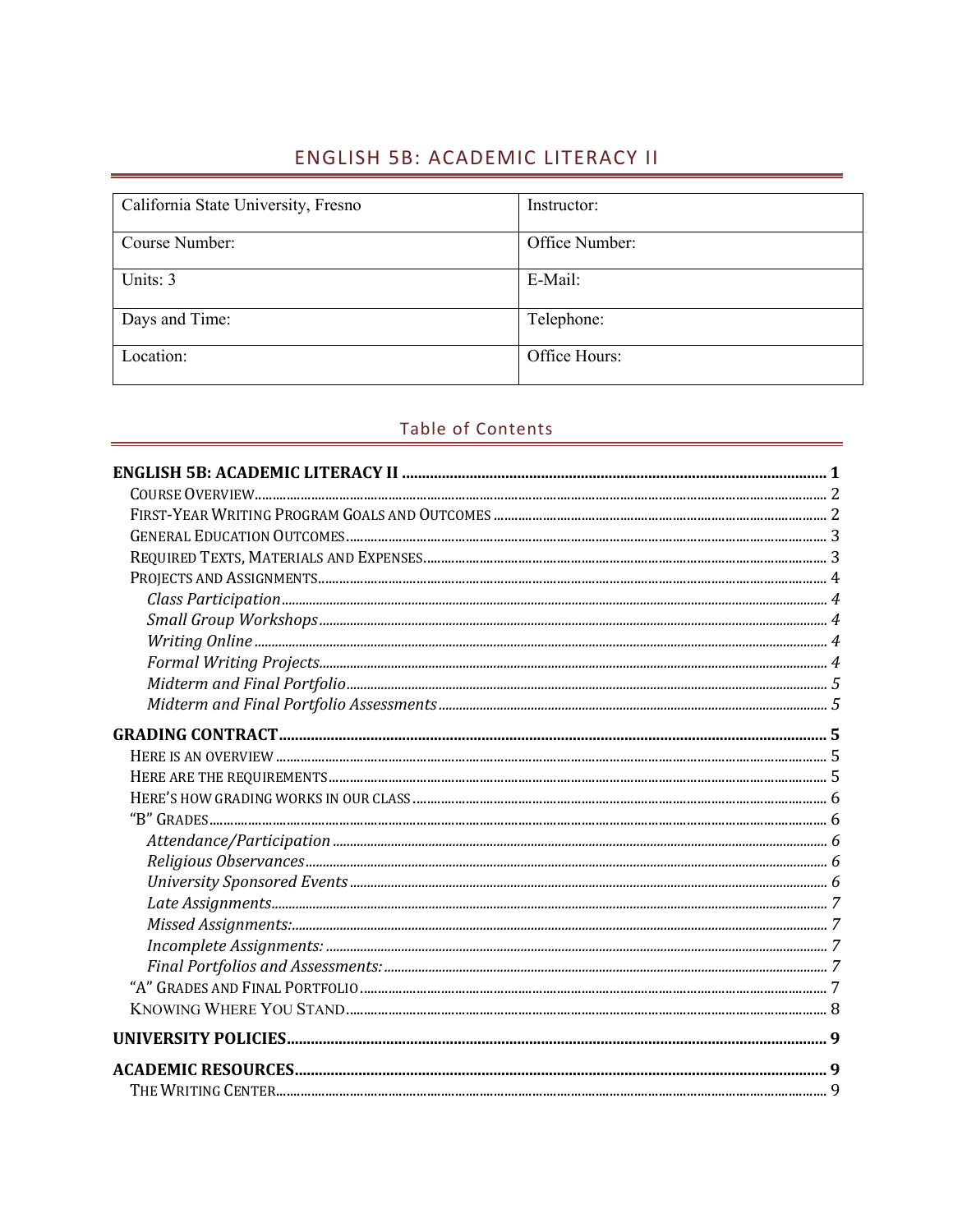# ENGLISH 5B: ACADEMIC LITERACY II

| California State University, Fresno | Instructor: |
|---|---|
| Course Number: | Office Number: |
| Units: 3 | E-Mail: |
| Days and Time: | Telephone: |
| Location: | Office Hours: |

## Table of Contents

**ENGLISH 5B: ACADEMIC LITERACY II** ..... 1
- Course Overview ..... 2
- First-Year Writing Program Goals and Outcomes ..... 2
- General Education Outcomes ..... 3
- Required Texts, Materials and Expenses ..... 3
- Projects and Assignments ..... 4
  - *Class Participation* ..... 4
  - *Small Group Workshops* ..... 4
  - *Writing Online* ..... 4
  - *Formal Writing Projects* ..... 4
  - *Midterm and Final Portfolio* ..... 5
  - *Midterm and Final Portfolio Assessments* ..... 5

**GRADING CONTRACT** ..... 5
- Here is an overview ..... 5
- Here are the requirements ..... 5
- Here's how grading works in our class ..... 6
- "B" Grades ..... 6
  - *Attendance/Participation* ..... 6
  - *Religious Observances* ..... 6
  - *University Sponsored Events* ..... 6
  - *Late Assignments* ..... 7
  - *Missed Assignments:* ..... 7
  - *Incomplete Assignments:* ..... 7
  - *Final Portfolios and Assessments:* ..... 7
- "A" Grades and Final Portfolio ..... 7
- Knowing Where You Stand ..... 8

**UNIVERSITY POLICIES** ..... 9

**ACADEMIC RESOURCES** ..... 9
- The Writing Center ..... 9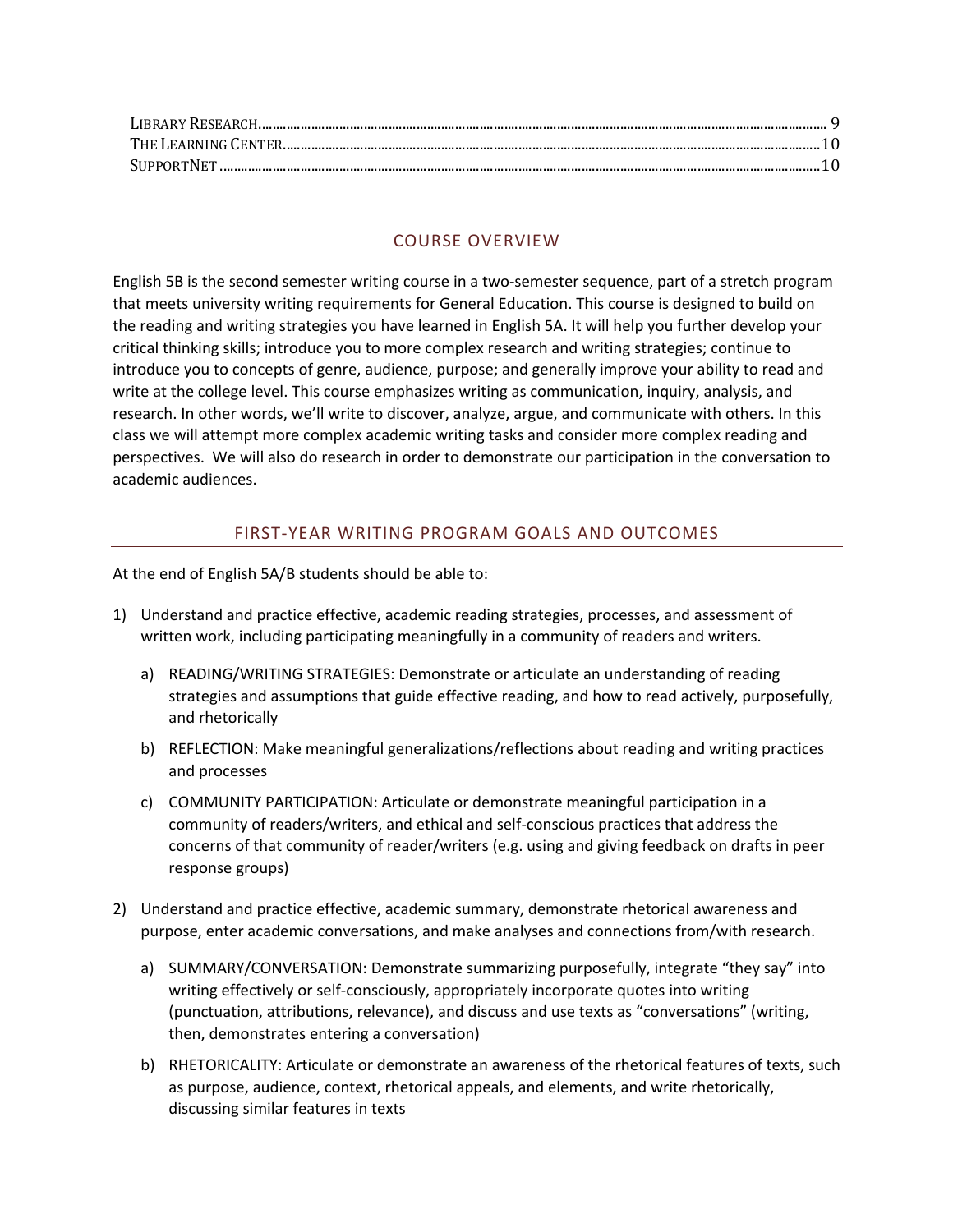Library Research........................................................................................................................................................ 9
The Learning Center..................................................................................................................................................10
SupportNet ...............................................................................................................................................................10

## COURSE OVERVIEW

English 5B is the second semester writing course in a two-semester sequence, part of a stretch program that meets university writing requirements for General Education. This course is designed to build on the reading and writing strategies you have learned in English 5A. It will help you further develop your critical thinking skills; introduce you to more complex research and writing strategies; continue to introduce you to concepts of genre, audience, purpose; and generally improve your ability to read and write at the college level. This course emphasizes writing as communication, inquiry, analysis, and research. In other words, we'll write to discover, analyze, argue, and communicate with others. In this class we will attempt more complex academic writing tasks and consider more complex reading and perspectives. We will also do research in order to demonstrate our participation in the conversation to academic audiences.

## FIRST-YEAR WRITING PROGRAM GOALS AND OUTCOMES

At the end of English 5A/B students should be able to:

1) Understand and practice effective, academic reading strategies, processes, and assessment of written work, including participating meaningfully in a community of readers and writers.

   a) READING/WRITING STRATEGIES: Demonstrate or articulate an understanding of reading strategies and assumptions that guide effective reading, and how to read actively, purposefully, and rhetorically

   b) REFLECTION: Make meaningful generalizations/reflections about reading and writing practices and processes

   c) COMMUNITY PARTICIPATION: Articulate or demonstrate meaningful participation in a community of readers/writers, and ethical and self-conscious practices that address the concerns of that community of reader/writers (e.g. using and giving feedback on drafts in peer response groups)

2) Understand and practice effective, academic summary, demonstrate rhetorical awareness and purpose, enter academic conversations, and make analyses and connections from/with research.

   a) SUMMARY/CONVERSATION: Demonstrate summarizing purposefully, integrate "they say" into writing effectively or self-consciously, appropriately incorporate quotes into writing (punctuation, attributions, relevance), and discuss and use texts as "conversations" (writing, then, demonstrates entering a conversation)

   b) RHETORICALITY: Articulate or demonstrate an awareness of the rhetorical features of texts, such as purpose, audience, context, rhetorical appeals, and elements, and write rhetorically, discussing similar features in texts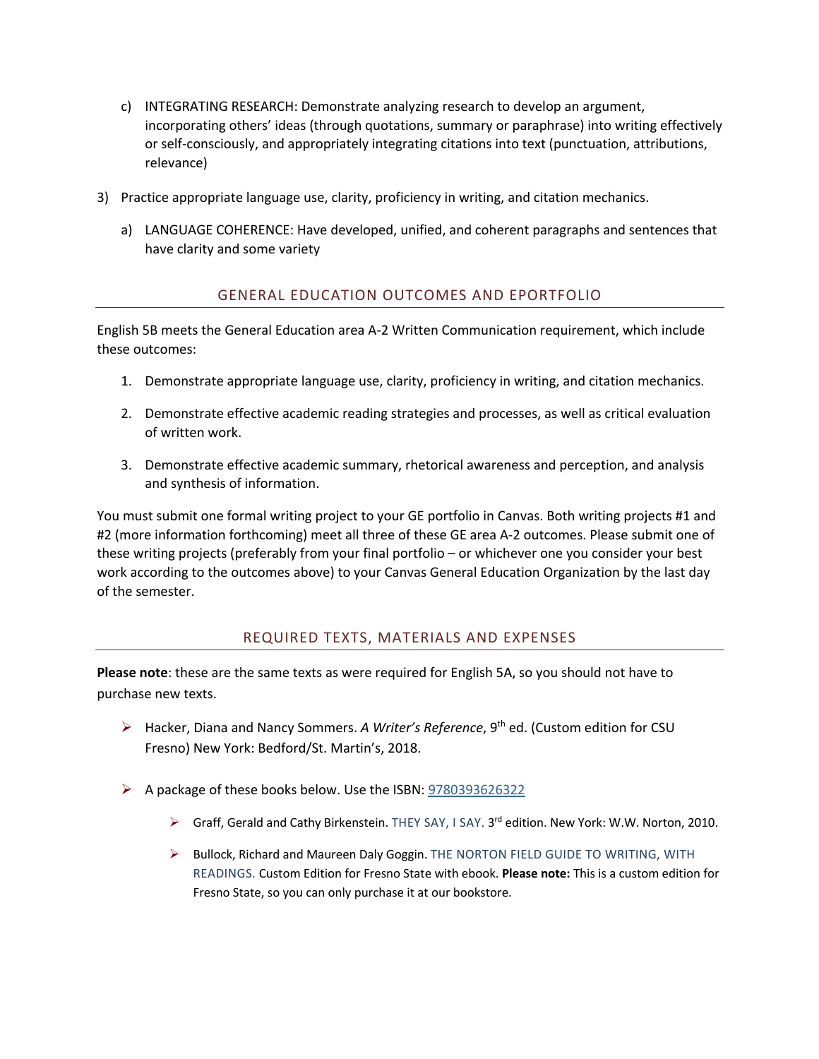c) INTEGRATING RESEARCH: Demonstrate analyzing research to develop an argument, incorporating others' ideas (through quotations, summary or paraphrase) into writing effectively or self-consciously, and appropriately integrating citations into text (punctuation, attributions, relevance)

3) Practice appropriate language use, clarity, proficiency in writing, and citation mechanics.

   a) LANGUAGE COHERENCE: Have developed, unified, and coherent paragraphs and sentences that have clarity and some variety

## GENERAL EDUCATION OUTCOMES AND EPORTFOLIO

English 5B meets the General Education area A-2 Written Communication requirement, which include these outcomes:

1. Demonstrate appropriate language use, clarity, proficiency in writing, and citation mechanics.
2. Demonstrate effective academic reading strategies and processes, as well as critical evaluation of written work.
3. Demonstrate effective academic summary, rhetorical awareness and perception, and analysis and synthesis of information.

You must submit one formal writing project to your GE portfolio in Canvas. Both writing projects #1 and #2 (more information forthcoming) meet all three of these GE area A-2 outcomes. Please submit one of these writing projects (preferably from your final portfolio – or whichever one you consider your best work according to the outcomes above) to your Canvas General Education Organization by the last day of the semester.

## REQUIRED TEXTS, MATERIALS AND EXPENSES

**Please note**: these are the same texts as were required for English 5A, so you should not have to purchase new texts.

- Hacker, Diana and Nancy Sommers. *A Writer's Reference*, 9th ed. (Custom edition for CSU Fresno) New York: Bedford/St. Martin's, 2018.
- A package of these books below. Use the ISBN: 9780393626322
  - Graff, Gerald and Cathy Birkenstein. THEY SAY, I SAY. 3rd edition. New York: W.W. Norton, 2010.
  - Bullock, Richard and Maureen Daly Goggin. THE NORTON FIELD GUIDE TO WRITING, WITH READINGS. Custom Edition for Fresno State with ebook. **Please note:** This is a custom edition for Fresno State, so you can only purchase it at our bookstore.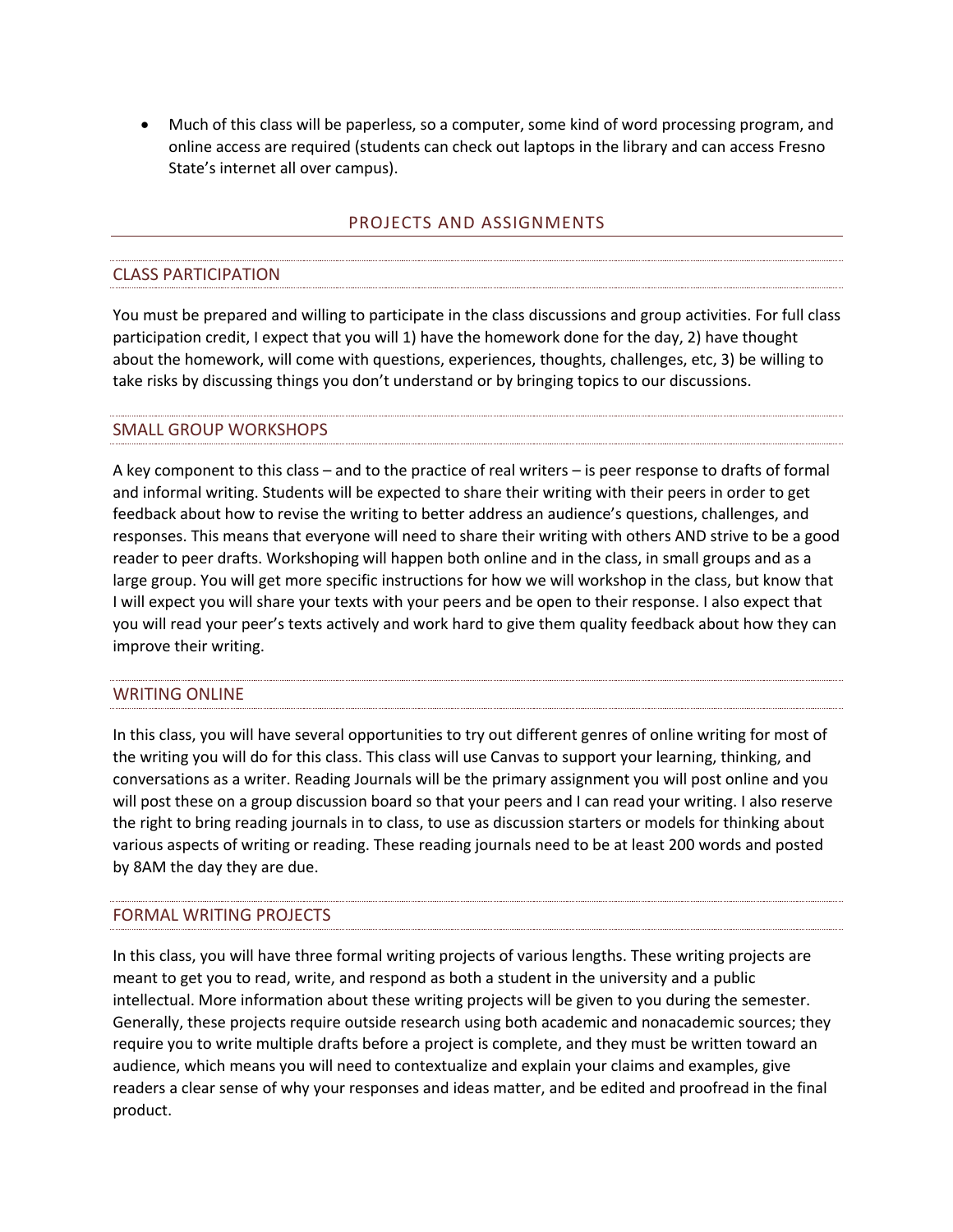- Much of this class will be paperless, so a computer, some kind of word processing program, and online access are required (students can check out laptops in the library and can access Fresno State's internet all over campus).

## PROJECTS AND ASSIGNMENTS

### CLASS PARTICIPATION

You must be prepared and willing to participate in the class discussions and group activities. For full class participation credit, I expect that you will 1) have the homework done for the day, 2) have thought about the homework, will come with questions, experiences, thoughts, challenges, etc, 3) be willing to take risks by discussing things you don't understand or by bringing topics to our discussions.

### SMALL GROUP WORKSHOPS

A key component to this class – and to the practice of real writers – is peer response to drafts of formal and informal writing. Students will be expected to share their writing with their peers in order to get feedback about how to revise the writing to better address an audience's questions, challenges, and responses. This means that everyone will need to share their writing with others AND strive to be a good reader to peer drafts. Workshoping will happen both online and in the class, in small groups and as a large group. You will get more specific instructions for how we will workshop in the class, but know that I will expect you will share your texts with your peers and be open to their response. I also expect that you will read your peer's texts actively and work hard to give them quality feedback about how they can improve their writing.

### WRITING ONLINE

In this class, you will have several opportunities to try out different genres of online writing for most of the writing you will do for this class. This class will use Canvas to support your learning, thinking, and conversations as a writer. Reading Journals will be the primary assignment you will post online and you will post these on a group discussion board so that your peers and I can read your writing. I also reserve the right to bring reading journals in to class, to use as discussion starters or models for thinking about various aspects of writing or reading. These reading journals need to be at least 200 words and posted by 8AM the day they are due.

### FORMAL WRITING PROJECTS

In this class, you will have three formal writing projects of various lengths. These writing projects are meant to get you to read, write, and respond as both a student in the university and a public intellectual. More information about these writing projects will be given to you during the semester. Generally, these projects require outside research using both academic and nonacademic sources; they require you to write multiple drafts before a project is complete, and they must be written toward an audience, which means you will need to contextualize and explain your claims and examples, give readers a clear sense of why your responses and ideas matter, and be edited and proofread in the final product.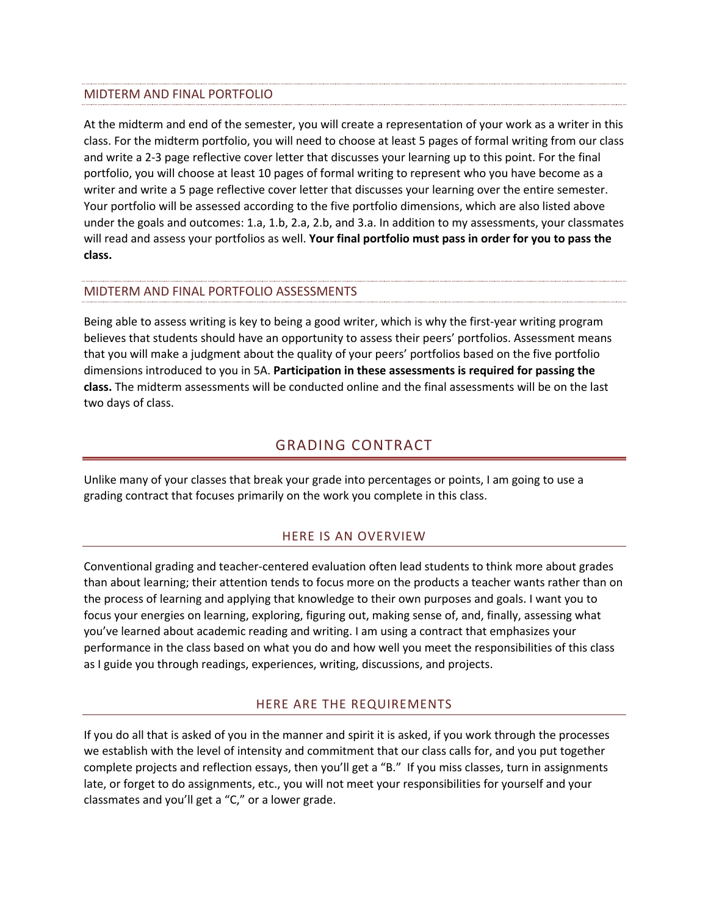### MIDTERM AND FINAL PORTFOLIO

At the midterm and end of the semester, you will create a representation of your work as a writer in this class. For the midterm portfolio, you will need to choose at least 5 pages of formal writing from our class and write a 2-3 page reflective cover letter that discusses your learning up to this point. For the final portfolio, you will choose at least 10 pages of formal writing to represent who you have become as a writer and write a 5 page reflective cover letter that discusses your learning over the entire semester. Your portfolio will be assessed according to the five portfolio dimensions, which are also listed above under the goals and outcomes: 1.a, 1.b, 2.a, 2.b, and 3.a. In addition to my assessments, your classmates will read and assess your portfolios as well. **Your final portfolio must pass in order for you to pass the class.**

### MIDTERM AND FINAL PORTFOLIO ASSESSMENTS

Being able to assess writing is key to being a good writer, which is why the first-year writing program believes that students should have an opportunity to assess their peers' portfolios. Assessment means that you will make a judgment about the quality of your peers' portfolios based on the five portfolio dimensions introduced to you in 5A. **Participation in these assessments is required for passing the class.** The midterm assessments will be conducted online and the final assessments will be on the last two days of class.

## GRADING CONTRACT

Unlike many of your classes that break your grade into percentages or points, I am going to use a grading contract that focuses primarily on the work you complete in this class.

### HERE IS AN OVERVIEW

Conventional grading and teacher-centered evaluation often lead students to think more about grades than about learning; their attention tends to focus more on the products a teacher wants rather than on the process of learning and applying that knowledge to their own purposes and goals. I want you to focus your energies on learning, exploring, figuring out, making sense of, and, finally, assessing what you've learned about academic reading and writing. I am using a contract that emphasizes your performance in the class based on what you do and how well you meet the responsibilities of this class as I guide you through readings, experiences, writing, discussions, and projects.

### HERE ARE THE REQUIREMENTS

If you do all that is asked of you in the manner and spirit it is asked, if you work through the processes we establish with the level of intensity and commitment that our class calls for, and you put together complete projects and reflection essays, then you'll get a "B." If you miss classes, turn in assignments late, or forget to do assignments, etc., you will not meet your responsibilities for yourself and your classmates and you'll get a "C," or a lower grade.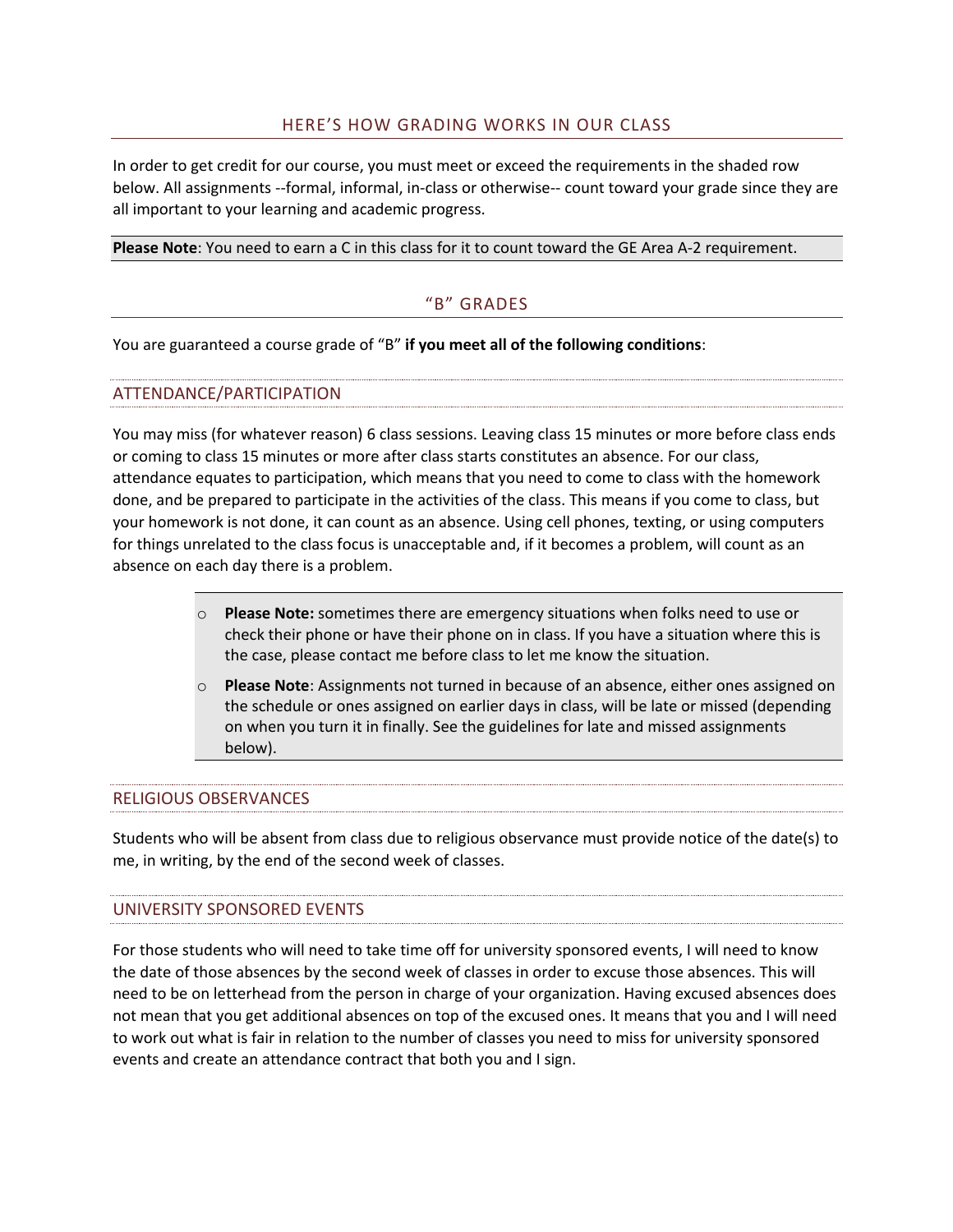## HERE'S HOW GRADING WORKS IN OUR CLASS

In order to get credit for our course, you must meet or exceed the requirements in the shaded row below. All assignments --formal, informal, in-class or otherwise-- count toward your grade since they are all important to your learning and academic progress.

**Please Note**: You need to earn a C in this class for it to count toward the GE Area A-2 requirement.

## "B" GRADES

You are guaranteed a course grade of "B" **if you meet all of the following conditions**:

### ATTENDANCE/PARTICIPATION

You may miss (for whatever reason) 6 class sessions. Leaving class 15 minutes or more before class ends or coming to class 15 minutes or more after class starts constitutes an absence. For our class, attendance equates to participation, which means that you need to come to class with the homework done, and be prepared to participate in the activities of the class. This means if you come to class, but your homework is not done, it can count as an absence. Using cell phones, texting, or using computers for things unrelated to the class focus is unacceptable and, if it becomes a problem, will count as an absence on each day there is a problem.

- **Please Note:** sometimes there are emergency situations when folks need to use or check their phone or have their phone on in class. If you have a situation where this is the case, please contact me before class to let me know the situation.
- **Please Note**: Assignments not turned in because of an absence, either ones assigned on the schedule or ones assigned on earlier days in class, will be late or missed (depending on when you turn it in finally. See the guidelines for late and missed assignments below).

### RELIGIOUS OBSERVANCES

Students who will be absent from class due to religious observance must provide notice of the date(s) to me, in writing, by the end of the second week of classes.

### UNIVERSITY SPONSORED EVENTS

For those students who will need to take time off for university sponsored events, I will need to know the date of those absences by the second week of classes in order to excuse those absences. This will need to be on letterhead from the person in charge of your organization. Having excused absences does not mean that you get additional absences on top of the excused ones. It means that you and I will need to work out what is fair in relation to the number of classes you need to miss for university sponsored events and create an attendance contract that both you and I sign.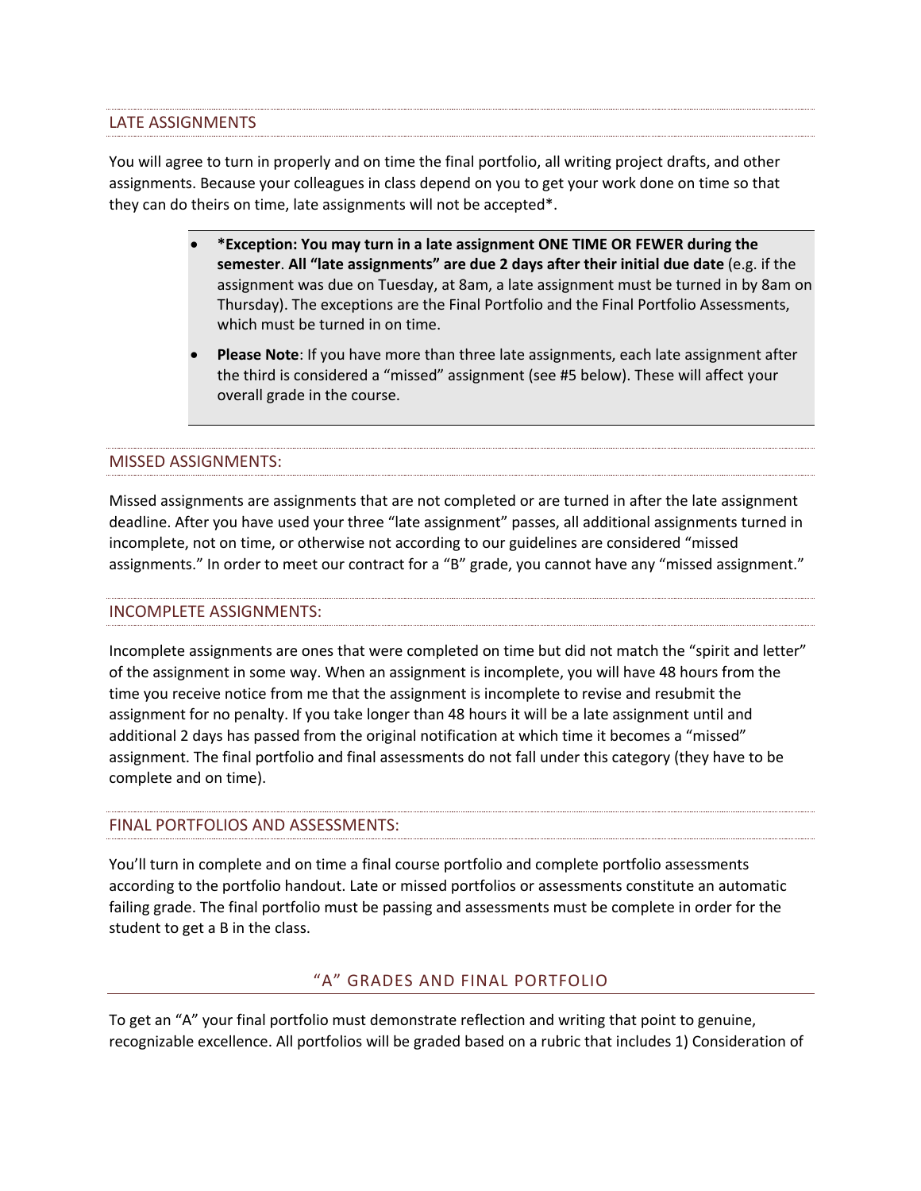## LATE ASSIGNMENTS

You will agree to turn in properly and on time the final portfolio, all writing project drafts, and other assignments. Because your colleagues in class depend on you to get your work done on time so that they can do theirs on time, late assignments will not be accepted*.

- ***Exception: You may turn in a late assignment ONE TIME OR FEWER during the semester**. **All "late assignments" are due 2 days after their initial due date** (e.g. if the assignment was due on Tuesday, at 8am, a late assignment must be turned in by 8am on Thursday). The exceptions are the Final Portfolio and the Final Portfolio Assessments, which must be turned in on time.
- **Please Note**: If you have more than three late assignments, each late assignment after the third is considered a "missed" assignment (see #5 below). These will affect your overall grade in the course.

## MISSED ASSIGNMENTS:

Missed assignments are assignments that are not completed or are turned in after the late assignment deadline. After you have used your three "late assignment" passes, all additional assignments turned in incomplete, not on time, or otherwise not according to our guidelines are considered "missed assignments." In order to meet our contract for a "B" grade, you cannot have any "missed assignment."

## INCOMPLETE ASSIGNMENTS:

Incomplete assignments are ones that were completed on time but did not match the "spirit and letter" of the assignment in some way. When an assignment is incomplete, you will have 48 hours from the time you receive notice from me that the assignment is incomplete to revise and resubmit the assignment for no penalty. If you take longer than 48 hours it will be a late assignment until and additional 2 days has passed from the original notification at which time it becomes a "missed" assignment. The final portfolio and final assessments do not fall under this category (they have to be complete and on time).

## FINAL PORTFOLIOS AND ASSESSMENTS:

You'll turn in complete and on time a final course portfolio and complete portfolio assessments according to the portfolio handout. Late or missed portfolios or assessments constitute an automatic failing grade. The final portfolio must be passing and assessments must be complete in order for the student to get a B in the class.

## "A" GRADES AND FINAL PORTFOLIO

To get an "A" your final portfolio must demonstrate reflection and writing that point to genuine, recognizable excellence. All portfolios will be graded based on a rubric that includes 1) Consideration of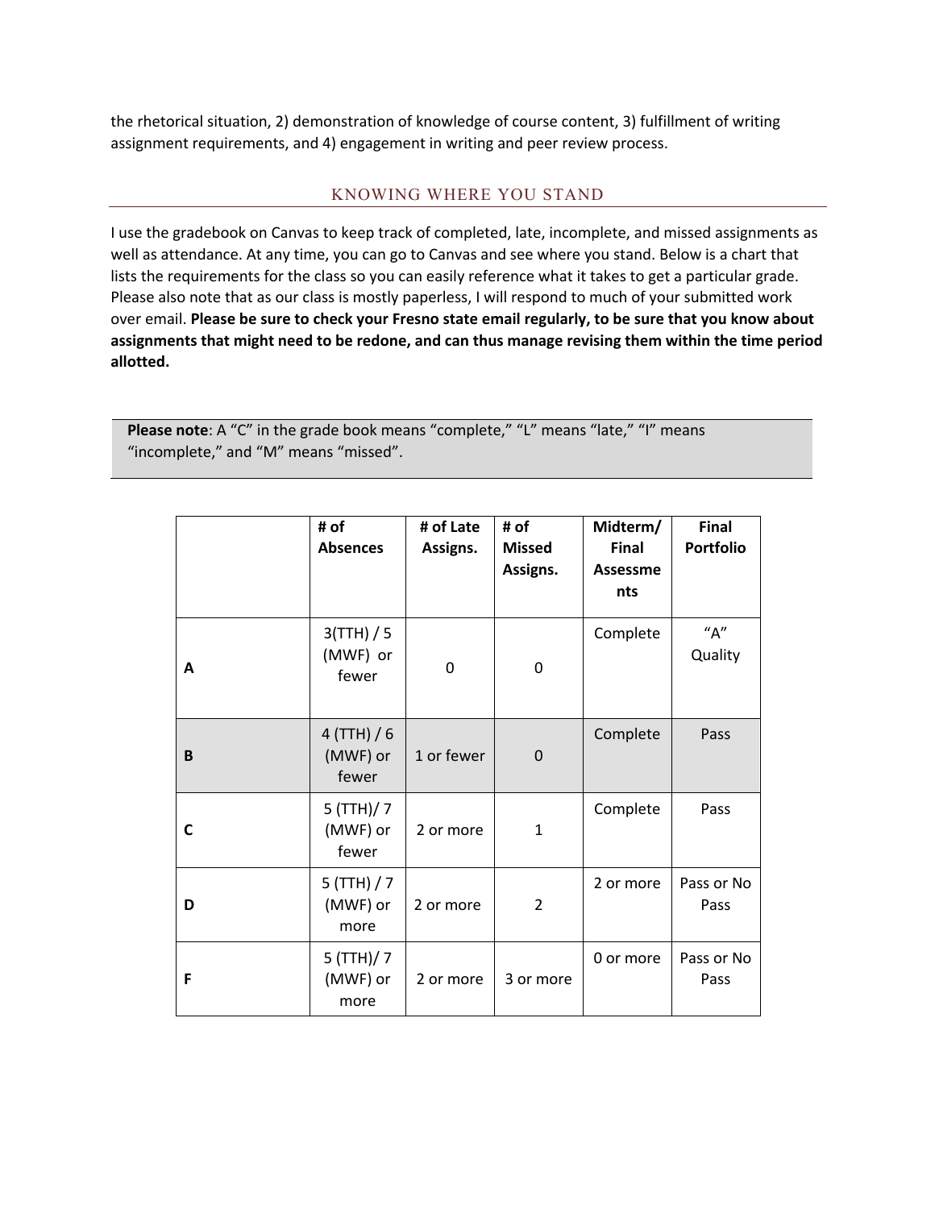the rhetorical situation, 2) demonstration of knowledge of course content, 3) fulfillment of writing assignment requirements, and 4) engagement in writing and peer review process.

## KNOWING WHERE YOU STAND

I use the gradebook on Canvas to keep track of completed, late, incomplete, and missed assignments as well as attendance. At any time, you can go to Canvas and see where you stand. Below is a chart that lists the requirements for the class so you can easily reference what it takes to get a particular grade. Please also note that as our class is mostly paperless, I will respond to much of your submitted work over email. **Please be sure to check your Fresno state email regularly, to be sure that you know about assignments that might need to be redone, and can thus manage revising them within the time period allotted.**

> **Please note**: A "C" in the grade book means "complete," "L" means "late," "I" means "incomplete," and "M" means "missed".

| | **# of Absences** | **# of Late Assigns.** | **# of Missed Assigns.** | **Midterm/ Final Assessments** | **Final Portfolio** |
|---|---|---|---|---|---|
| **A** | 3(TTH) / 5 (MWF) or fewer | 0 | 0 | Complete | "A" Quality |
| **B** | 4 (TTH) / 6 (MWF) or fewer | 1 or fewer | 0 | Complete | Pass |
| **C** | 5 (TTH)/ 7 (MWF) or fewer | 2 or more | 1 | Complete | Pass |
| **D** | 5 (TTH) / 7 (MWF) or more | 2 or more | 2 | 2 or more | Pass or No Pass |
| **F** | 5 (TTH)/ 7 (MWF) or more | 2 or more | 3 or more | 0 or more | Pass or No Pass |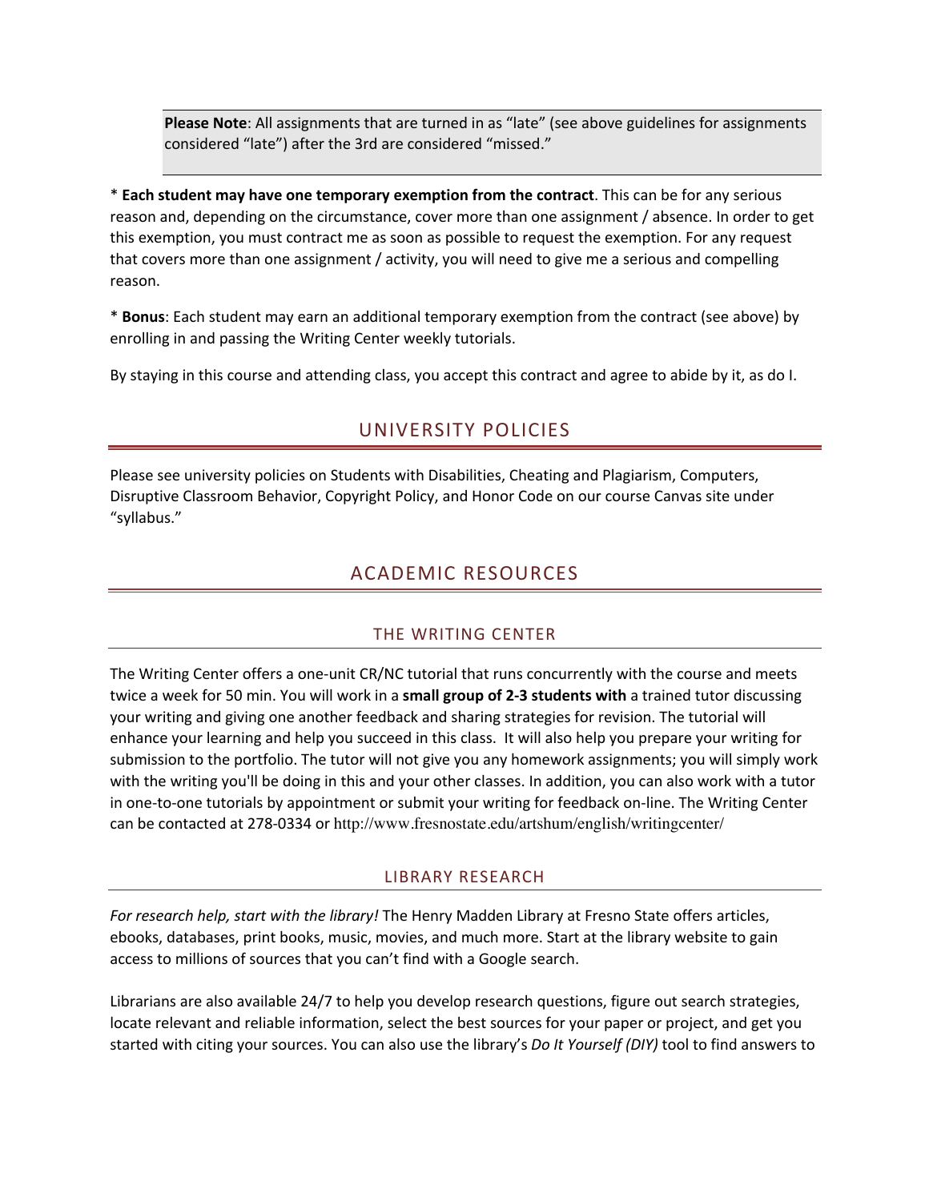**Please Note**: All assignments that are turned in as "late" (see above guidelines for assignments considered "late") after the 3rd are considered "missed."

* **Each student may have one temporary exemption from the contract**. This can be for any serious reason and, depending on the circumstance, cover more than one assignment / absence. In order to get this exemption, you must contract me as soon as possible to request the exemption. For any request that covers more than one assignment / activity, you will need to give me a serious and compelling reason.

* **Bonus**: Each student may earn an additional temporary exemption from the contract (see above) by enrolling in and passing the Writing Center weekly tutorials.

By staying in this course and attending class, you accept this contract and agree to abide by it, as do I.

## UNIVERSITY POLICIES

Please see university policies on Students with Disabilities, Cheating and Plagiarism, Computers, Disruptive Classroom Behavior, Copyright Policy, and Honor Code on our course Canvas site under "syllabus."

## ACADEMIC RESOURCES

### THE WRITING CENTER

The Writing Center offers a one-unit CR/NC tutorial that runs concurrently with the course and meets twice a week for 50 min. You will work in a **small group of 2-3 students with** a trained tutor discussing your writing and giving one another feedback and sharing strategies for revision. The tutorial will enhance your learning and help you succeed in this class. It will also help you prepare your writing for submission to the portfolio. The tutor will not give you any homework assignments; you will simply work with the writing you'll be doing in this and your other classes. In addition, you can also work with a tutor in one-to-one tutorials by appointment or submit your writing for feedback on-line. The Writing Center can be contacted at 278-0334 or http://www.fresnostate.edu/artshum/english/writingcenter/

### LIBRARY RESEARCH

*For research help, start with the library!* The Henry Madden Library at Fresno State offers articles, ebooks, databases, print books, music, movies, and much more. Start at the library website to gain access to millions of sources that you can't find with a Google search.

Librarians are also available 24/7 to help you develop research questions, figure out search strategies, locate relevant and reliable information, select the best sources for your paper or project, and get you started with citing your sources. You can also use the library's *Do It Yourself (DIY)* tool to find answers to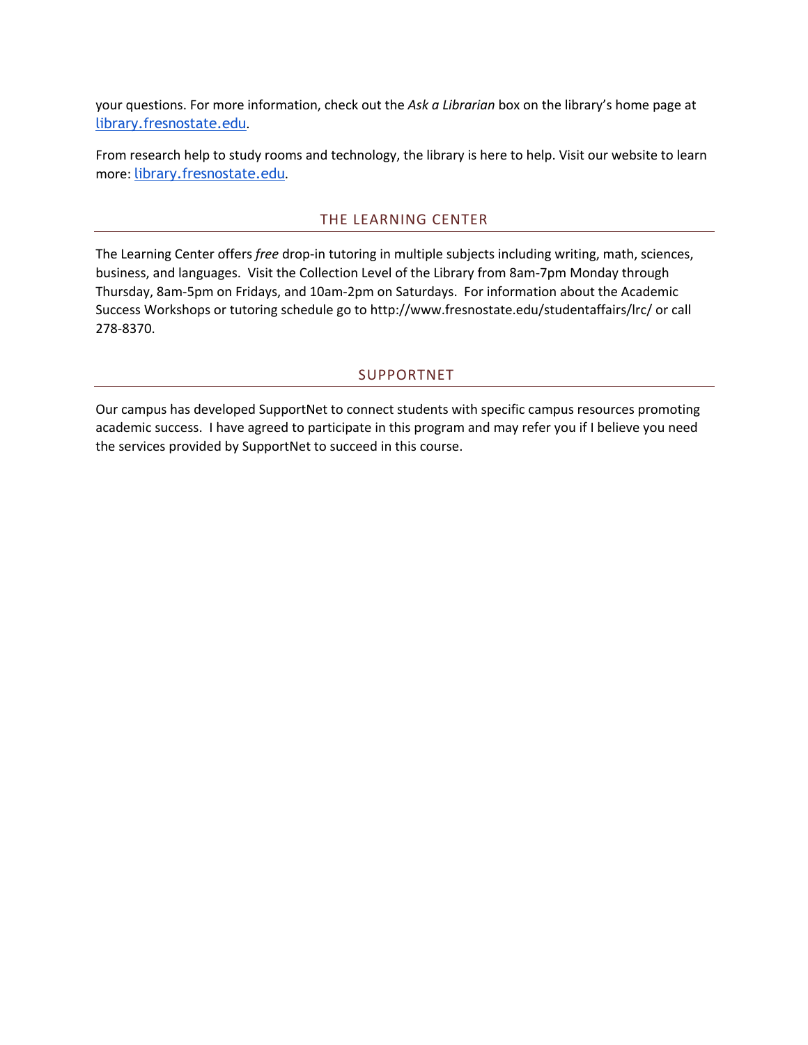your questions. For more information, check out the *Ask a Librarian* box on the library's home page at library.fresnostate.edu.

From research help to study rooms and technology, the library is here to help. Visit our website to learn more: library.fresnostate.edu.

## THE LEARNING CENTER

The Learning Center offers *free* drop-in tutoring in multiple subjects including writing, math, sciences, business, and languages. Visit the Collection Level of the Library from 8am-7pm Monday through Thursday, 8am-5pm on Fridays, and 10am-2pm on Saturdays. For information about the Academic Success Workshops or tutoring schedule go to http://www.fresnostate.edu/studentaffairs/lrc/ or call 278-8370.

## SUPPORTNET

Our campus has developed SupportNet to connect students with specific campus resources promoting academic success. I have agreed to participate in this program and may refer you if I believe you need the services provided by SupportNet to succeed in this course.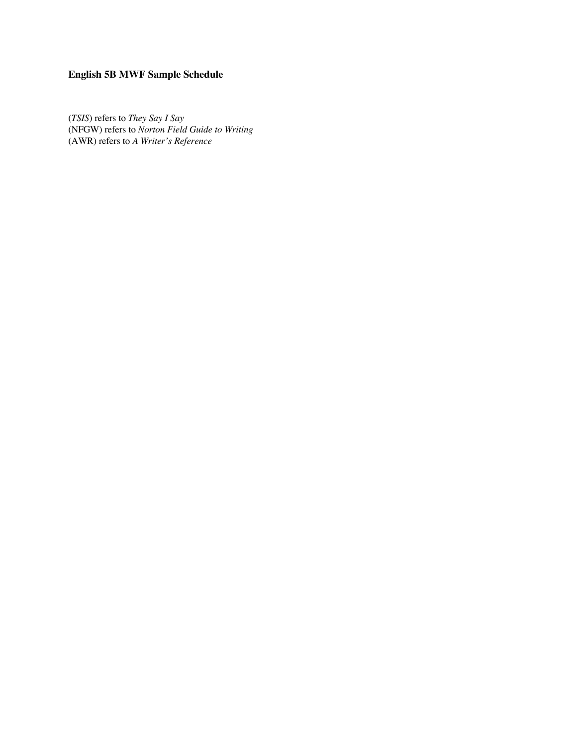**English 5B MWF Sample Schedule**

(*TSIS*) refers to *They Say I Say*
(NFGW) refers to *Norton Field Guide to Writing*
(AWR) refers to *A Writer's Reference*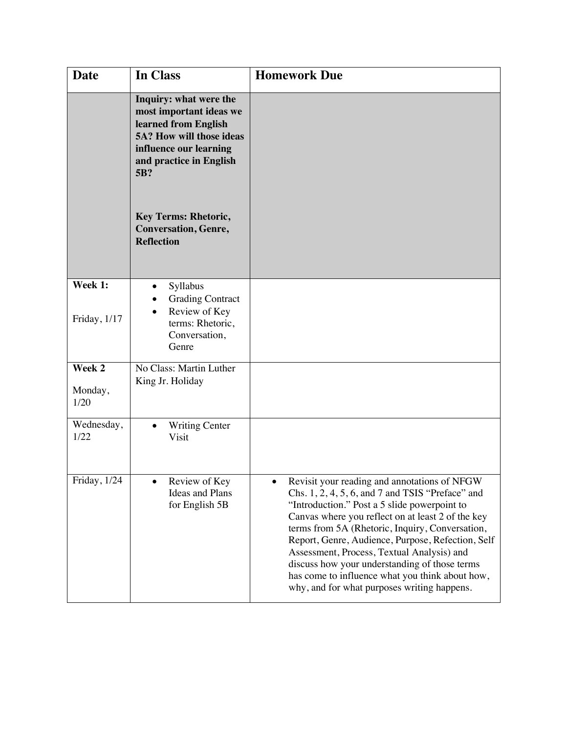| Date | In Class | Homework Due |
| --- | --- | --- |
| | **Inquiry: what were the most important ideas we learned from English 5A? How will those ideas influence our learning and practice in English 5B?**<br><br>**Key Terms: Rhetoric, Conversation, Genre, Reflection** | |
| **Week 1:**<br><br>Friday, 1/17 | • Syllabus<br>• Grading Contract<br>• Review of Key terms: Rhetoric, Conversation, Genre | |
| **Week 2**<br><br>Monday, 1/20 | No Class: Martin Luther King Jr. Holiday | |
| Wednesday, 1/22 | • Writing Center Visit | |
| Friday, 1/24 | • Review of Key Ideas and Plans for English 5B | • Revisit your reading and annotations of NFGW Chs. 1, 2, 4, 5, 6, and 7 and TSIS "Preface" and "Introduction." Post a 5 slide powerpoint to Canvas where you reflect on at least 2 of the key terms from 5A (Rhetoric, Inquiry, Conversation, Report, Genre, Audience, Purpose, Refection, Self Assessment, Process, Textual Analysis) and discuss how your understanding of those terms has come to influence what you think about how, why, and for what purposes writing happens. |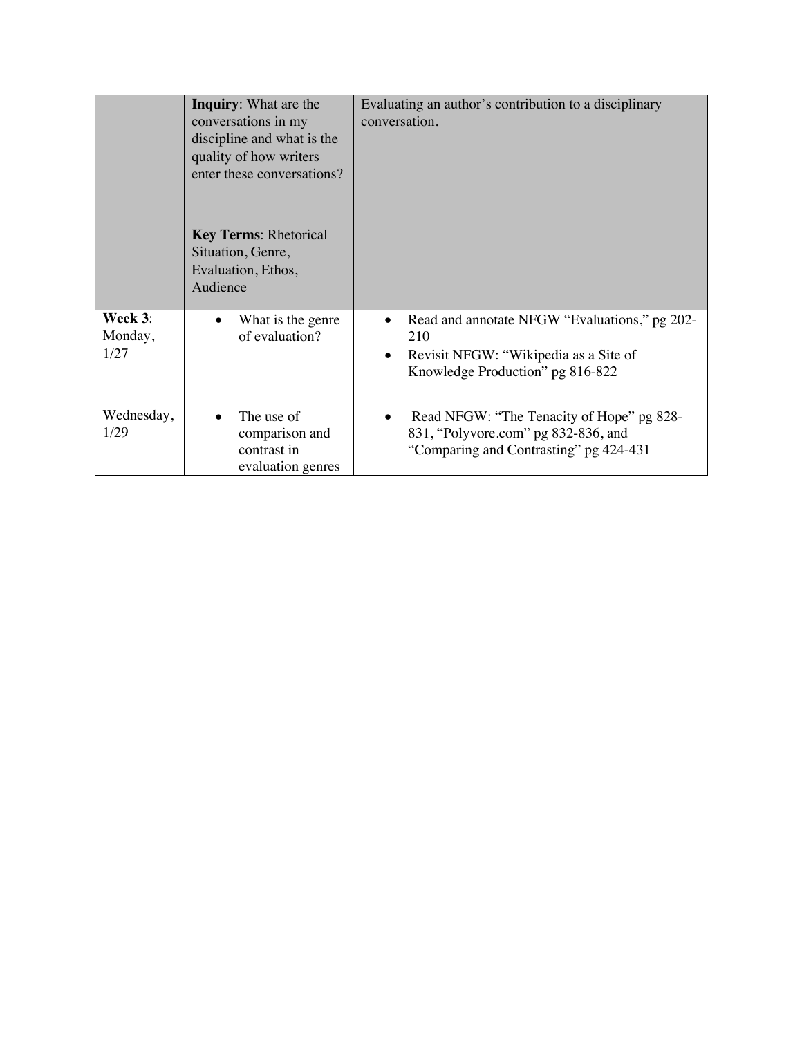| | **Inquiry**: What are the conversations in my discipline and what is the quality of how writers enter these conversations?<br><br>**Key Terms**: Rhetorical Situation, Genre, Evaluation, Ethos, Audience | Evaluating an author's contribution to a disciplinary conversation. |
|---|---|---|
| **Week 3**: Monday, 1/27 | • What is the genre of evaluation? | • Read and annotate NFGW "Evaluations," pg 202-210<br>• Revisit NFGW: "Wikipedia as a Site of Knowledge Production" pg 816-822 |
| Wednesday, 1/29 | • The use of comparison and contrast in evaluation genres | • Read NFGW: "The Tenacity of Hope" pg 828-831, "Polyvore.com" pg 832-836, and "Comparing and Contrasting" pg 424-431 |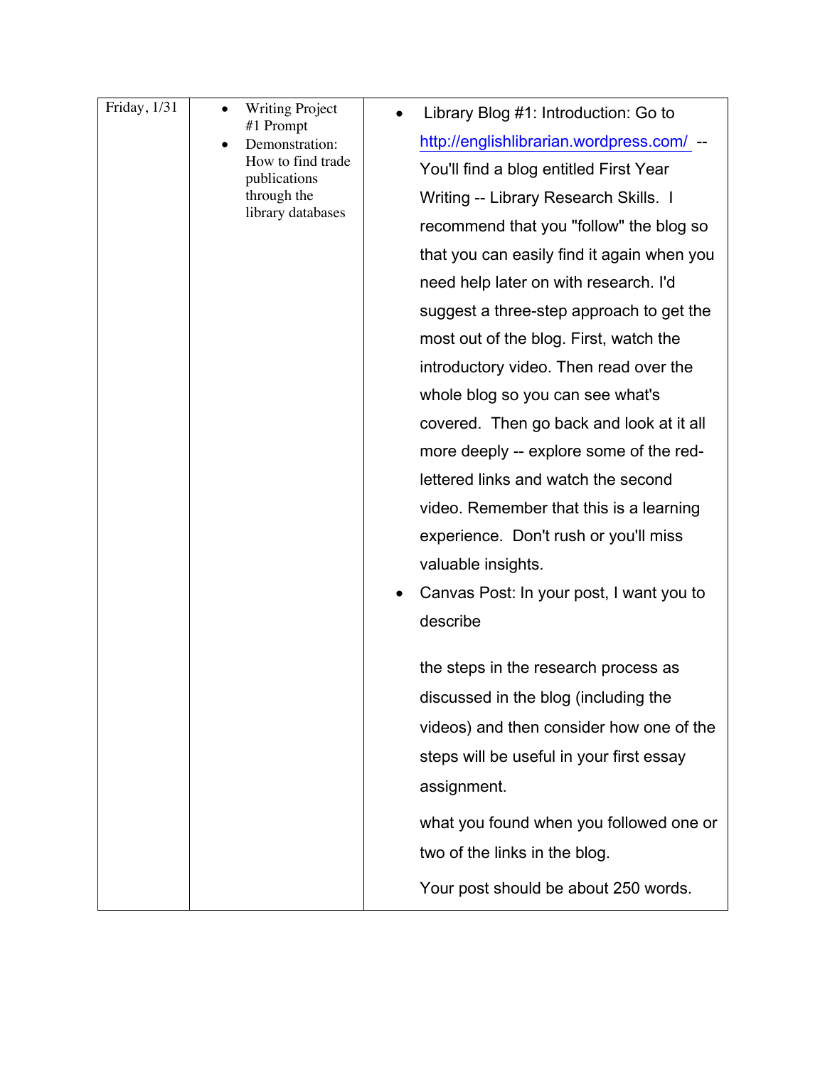| | | |
|---|---|---|
| Friday, 1/31 | <ul><li>Writing Project #1 Prompt</li><li>Demonstration: How to find trade publications through the library databases</li></ul> | <ul><li>Library Blog #1: Introduction: Go to http://englishlibrarian.wordpress.com/ -- You'll find a blog entitled First Year Writing -- Library Research Skills. I recommend that you "follow" the blog so that you can easily find it again when you need help later on with research. I'd suggest a three-step approach to get the most out of the blog. First, watch the introductory video. Then read over the whole blog so you can see what's covered. Then go back and look at it all more deeply -- explore some of the red-lettered links and watch the second video. Remember that this is a learning experience. Don't rush or you'll miss valuable insights.</li><li>Canvas Post: In your post, I want you to describe<br><br>the steps in the research process as discussed in the blog (including the videos) and then consider how one of the steps will be useful in your first essay assignment.<br><br>what you found when you followed one or two of the links in the blog.<br><br>Your post should be about 250 words.</li></ul> |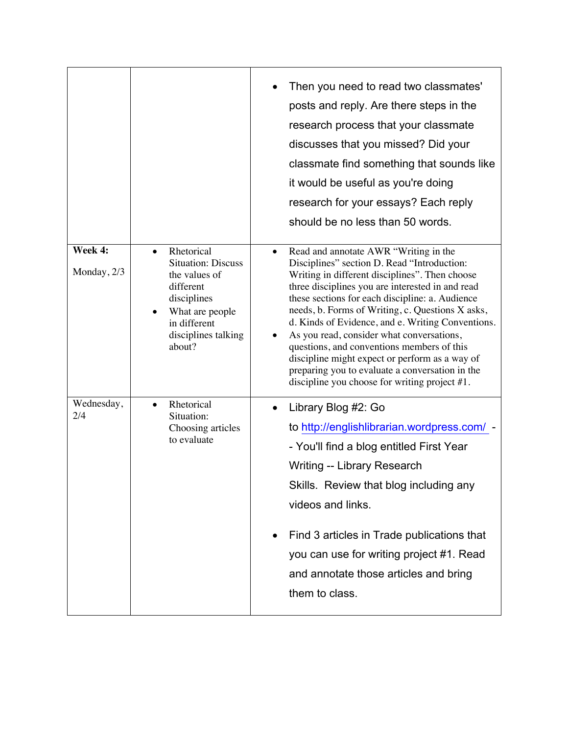| | | |
|---|---|---|
| | | • Then you need to read two classmates' posts and reply. Are there steps in the research process that your classmate discusses that you missed? Did your classmate find something that sounds like it would be useful as you're doing research for your essays? Each reply should be no less than 50 words. |
| **Week 4:**<br><br>Monday, 2/3 | • Rhetorical Situation: Discuss the values of different disciplines<br>• What are people in different disciplines talking about? | • Read and annotate AWR "Writing in the Disciplines" section D. Read "Introduction: Writing in different disciplines". Then choose three disciplines you are interested in and read these sections for each discipline: a. Audience needs, b. Forms of Writing, c. Questions X asks, d. Kinds of Evidence, and e. Writing Conventions.<br>• As you read, consider what conversations, questions, and conventions members of this discipline might expect or perform as a way of preparing you to evaluate a conversation in the discipline you choose for writing project #1. |
| Wednesday, 2/4 | • Rhetorical Situation: Choosing articles to evaluate | • Library Blog #2: Go to http://englishlibrarian.wordpress.com/ -- You'll find a blog entitled First Year Writing -- Library Research Skills. Review that blog including any videos and links.<br><br>• Find 3 articles in Trade publications that you can use for writing project #1. Read and annotate those articles and bring them to class. |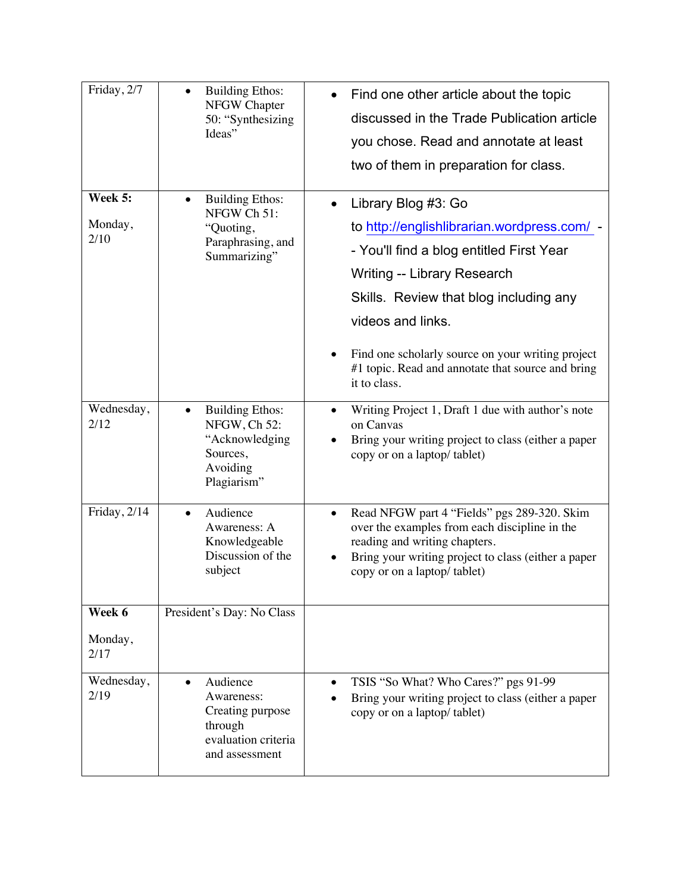| | | |
|---|---|---|
| Friday, 2/7 | • Building Ethos: NFGW Chapter 50: "Synthesizing Ideas" | • Find one other article about the topic discussed in the Trade Publication article you chose. Read and annotate at least two of them in preparation for class. |
| **Week 5:**<br><br>Monday, 2/10 | • Building Ethos: NFGW Ch 51: "Quoting, Paraphrasing, and Summarizing" | • Library Blog #3: Go to http://englishlibrarian.wordpress.com/ -- You'll find a blog entitled First Year Writing -- Library Research Skills. Review that blog including any videos and links.<br><br>• Find one scholarly source on your writing project #1 topic. Read and annotate that source and bring it to class. |
| Wednesday, 2/12 | • Building Ethos: NFGW, Ch 52: "Acknowledging Sources, Avoiding Plagiarism" | • Writing Project 1, Draft 1 due with author's note on Canvas<br>• Bring your writing project to class (either a paper copy or on a laptop/ tablet) |
| Friday, 2/14 | • Audience Awareness: A Knowledgeable Discussion of the subject | • Read NFGW part 4 "Fields" pgs 289-320. Skim over the examples from each discipline in the reading and writing chapters.<br>• Bring your writing project to class (either a paper copy or on a laptop/ tablet) |
| **Week 6**<br><br>Monday, 2/17 | President's Day: No Class | |
| Wednesday, 2/19 | • Audience Awareness: Creating purpose through evaluation criteria and assessment | • TSIS "So What? Who Cares?" pgs 91-99<br>• Bring your writing project to class (either a paper copy or on a laptop/ tablet) |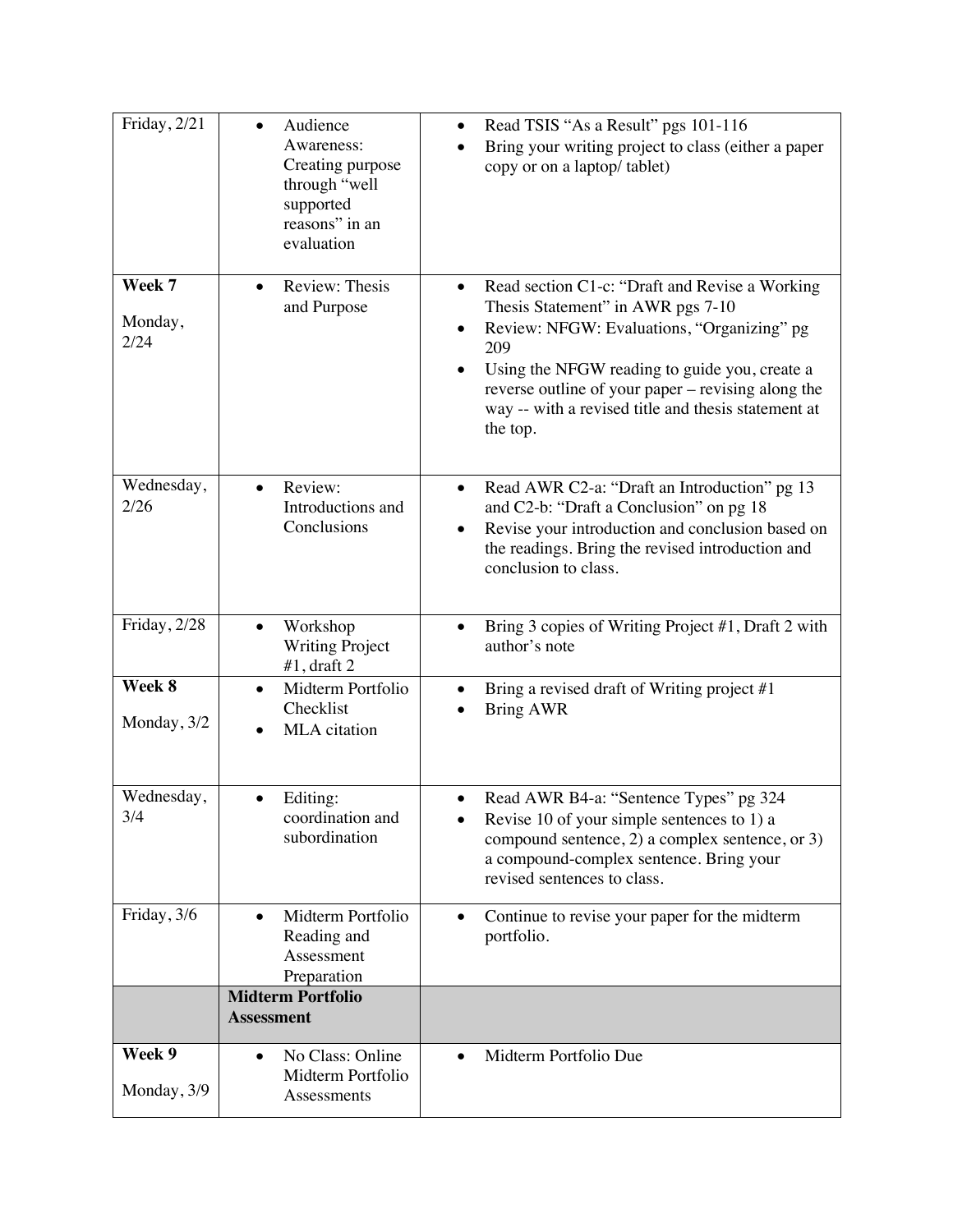| | | |
|---|---|---|
| Friday, 2/21 | • Audience Awareness: Creating purpose through "well supported reasons" in an evaluation | • Read TSIS "As a Result" pgs 101-116<br>• Bring your writing project to class (either a paper copy or on a laptop/ tablet) |
| **Week 7**<br><br>Monday, 2/24 | • Review: Thesis and Purpose | • Read section C1-c: "Draft and Revise a Working Thesis Statement" in AWR pgs 7-10<br>• Review: NFGW: Evaluations, "Organizing" pg 209<br>• Using the NFGW reading to guide you, create a reverse outline of your paper – revising along the way -- with a revised title and thesis statement at the top. |
| Wednesday, 2/26 | • Review: Introductions and Conclusions | • Read AWR C2-a: "Draft an Introduction" pg 13 and C2-b: "Draft a Conclusion" on pg 18<br>• Revise your introduction and conclusion based on the readings. Bring the revised introduction and conclusion to class. |
| Friday, 2/28 | • Workshop Writing Project #1, draft 2 | • Bring 3 copies of Writing Project #1, Draft 2 with author's note |
| **Week 8**<br><br>Monday, 3/2 | • Midterm Portfolio Checklist<br>• MLA citation | • Bring a revised draft of Writing project #1<br>• Bring AWR |
| Wednesday, 3/4 | • Editing: coordination and subordination | • Read AWR B4-a: "Sentence Types" pg 324<br>• Revise 10 of your simple sentences to 1) a compound sentence, 2) a complex sentence, or 3) a compound-complex sentence. Bring your revised sentences to class. |
| Friday, 3/6 | • Midterm Portfolio Reading and Assessment Preparation | • Continue to revise your paper for the midterm portfolio. |
| | **Midterm Portfolio Assessment** | |
| **Week 9**<br><br>Monday, 3/9 | • No Class: Online Midterm Portfolio Assessments | • Midterm Portfolio Due |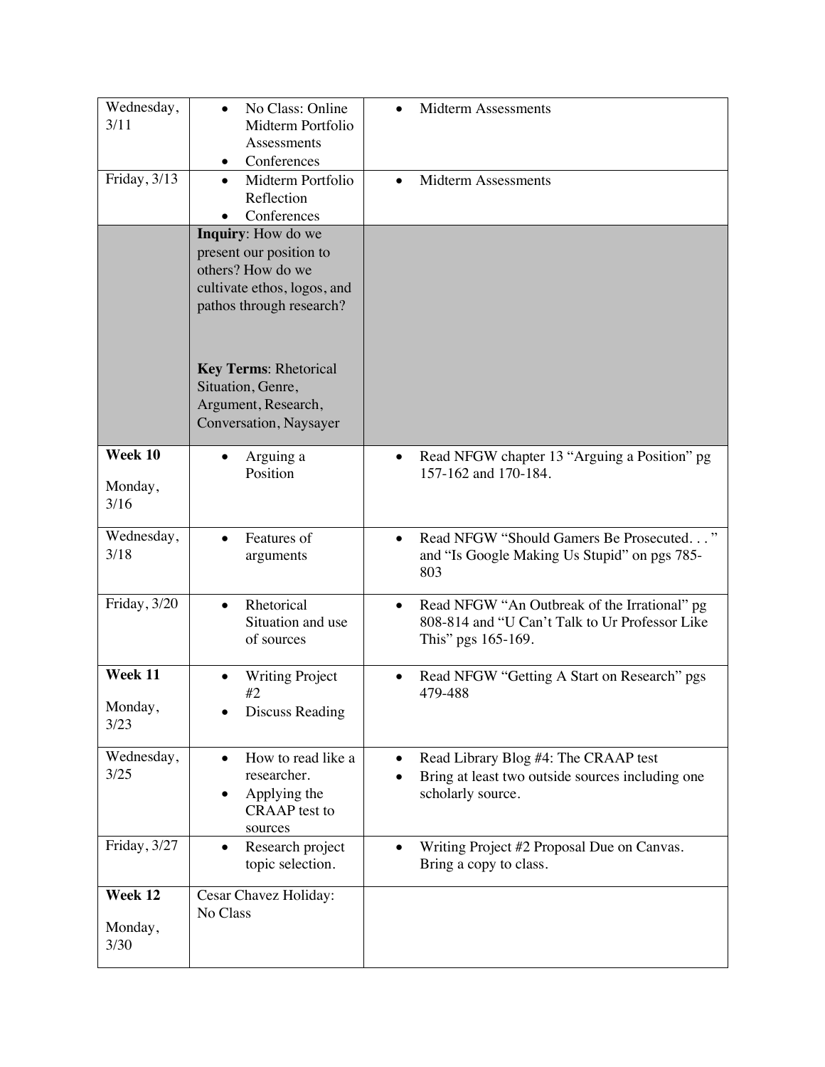| | | |
|---|---|---|
| Wednesday, 3/11 | • No Class: Online Midterm Portfolio Assessments<br>• Conferences | • Midterm Assessments |
| Friday, 3/13 | • Midterm Portfolio Reflection<br>• Conferences | • Midterm Assessments |
| | **Inquiry**: How do we present our position to others? How do we cultivate ethos, logos, and pathos through research?<br><br>**Key Terms**: Rhetorical Situation, Genre, Argument, Research, Conversation, Naysayer | |
| **Week 10**<br><br>Monday, 3/16 | • Arguing a Position | • Read NFGW chapter 13 "Arguing a Position" pg 157-162 and 170-184. |
| Wednesday, 3/18 | • Features of arguments | • Read NFGW "Should Gamers Be Prosecuted. . . " and "Is Google Making Us Stupid" on pgs 785-803 |
| Friday, 3/20 | • Rhetorical Situation and use of sources | • Read NFGW "An Outbreak of the Irrational" pg 808-814 and "U Can't Talk to Ur Professor Like This" pgs 165-169. |
| **Week 11**<br><br>Monday, 3/23 | • Writing Project #2<br>• Discuss Reading | • Read NFGW "Getting A Start on Research" pgs 479-488 |
| Wednesday, 3/25 | • How to read like a researcher.<br>• Applying the CRAAP test to sources | • Read Library Blog #4: The CRAAP test<br>• Bring at least two outside sources including one scholarly source. |
| Friday, 3/27 | • Research project topic selection. | • Writing Project #2 Proposal Due on Canvas. Bring a copy to class. |
| **Week 12**<br><br>Monday, 3/30 | Cesar Chavez Holiday: No Class | |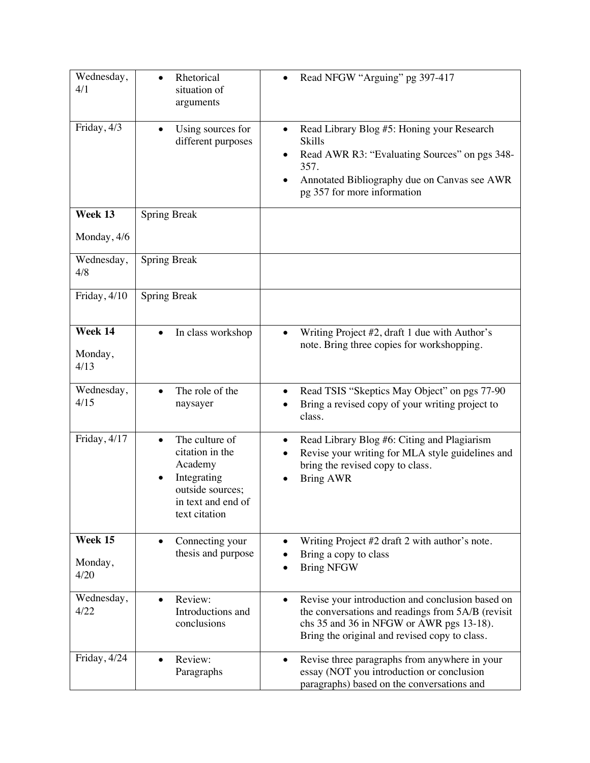| | | |
|---|---|---|
| Wednesday, 4/1 | • Rhetorical situation of arguments | • Read NFGW "Arguing" pg 397-417 |
| Friday, 4/3 | • Using sources for different purposes | • Read Library Blog #5: Honing your Research Skills<br>• Read AWR R3: "Evaluating Sources" on pgs 348-357.<br>• Annotated Bibliography due on Canvas see AWR pg 357 for more information |
| **Week 13**<br>Monday, 4/6 | Spring Break | |
| Wednesday, 4/8 | Spring Break | |
| Friday, 4/10 | Spring Break | |
| **Week 14**<br>Monday, 4/13 | • In class workshop | • Writing Project #2, draft 1 due with Author's note. Bring three copies for workshopping. |
| Wednesday, 4/15 | • The role of the naysayer | • Read TSIS "Skeptics May Object" on pgs 77-90<br>• Bring a revised copy of your writing project to class. |
| Friday, 4/17 | • The culture of citation in the Academy<br>• Integrating outside sources; in text and end of text citation | • Read Library Blog #6: Citing and Plagiarism<br>• Revise your writing for MLA style guidelines and bring the revised copy to class.<br>• Bring AWR |
| **Week 15**<br>Monday, 4/20 | • Connecting your thesis and purpose | • Writing Project #2 draft 2 with author's note.<br>• Bring a copy to class<br>• Bring NFGW |
| Wednesday, 4/22 | • Review: Introductions and conclusions | • Revise your introduction and conclusion based on the conversations and readings from 5A/B (revisit chs 35 and 36 in NFGW or AWR pgs 13-18). Bring the original and revised copy to class. |
| Friday, 4/24 | • Review: Paragraphs | • Revise three paragraphs from anywhere in your essay (NOT you introduction or conclusion paragraphs) based on the conversations and |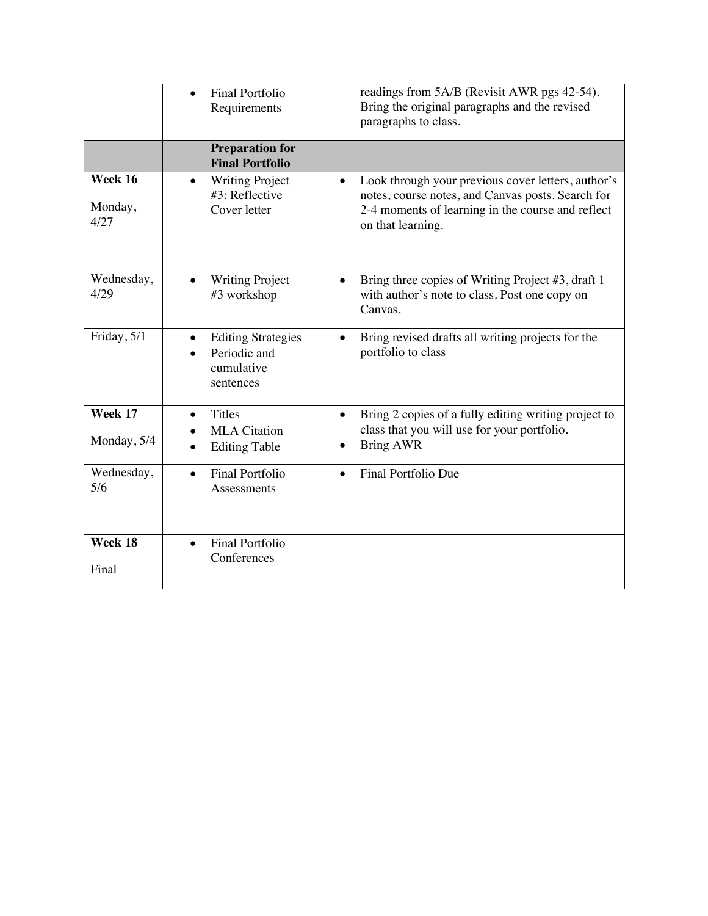| | | |
|---|---|---|
| | • Final Portfolio Requirements | readings from 5A/B (Revisit AWR pgs 42-54). Bring the original paragraphs and the revised paragraphs to class. |
| | **Preparation for Final Portfolio** | |
| **Week 16**<br><br>Monday, 4/27 | • Writing Project #3: Reflective Cover letter | • Look through your previous cover letters, author's notes, course notes, and Canvas posts. Search for 2-4 moments of learning in the course and reflect on that learning. |
| Wednesday, 4/29 | • Writing Project #3 workshop | • Bring three copies of Writing Project #3, draft 1 with author's note to class. Post one copy on Canvas. |
| Friday, 5/1 | • Editing Strategies<br>• Periodic and cumulative sentences | • Bring revised drafts all writing projects for the portfolio to class |
| **Week 17**<br><br>Monday, 5/4 | • Titles<br>• MLA Citation<br>• Editing Table | • Bring 2 copies of a fully editing writing project to class that you will use for your portfolio.<br>• Bring AWR |
| Wednesday, 5/6 | • Final Portfolio Assessments | • Final Portfolio Due |
| **Week 18**<br><br>Final | • Final Portfolio Conferences | |